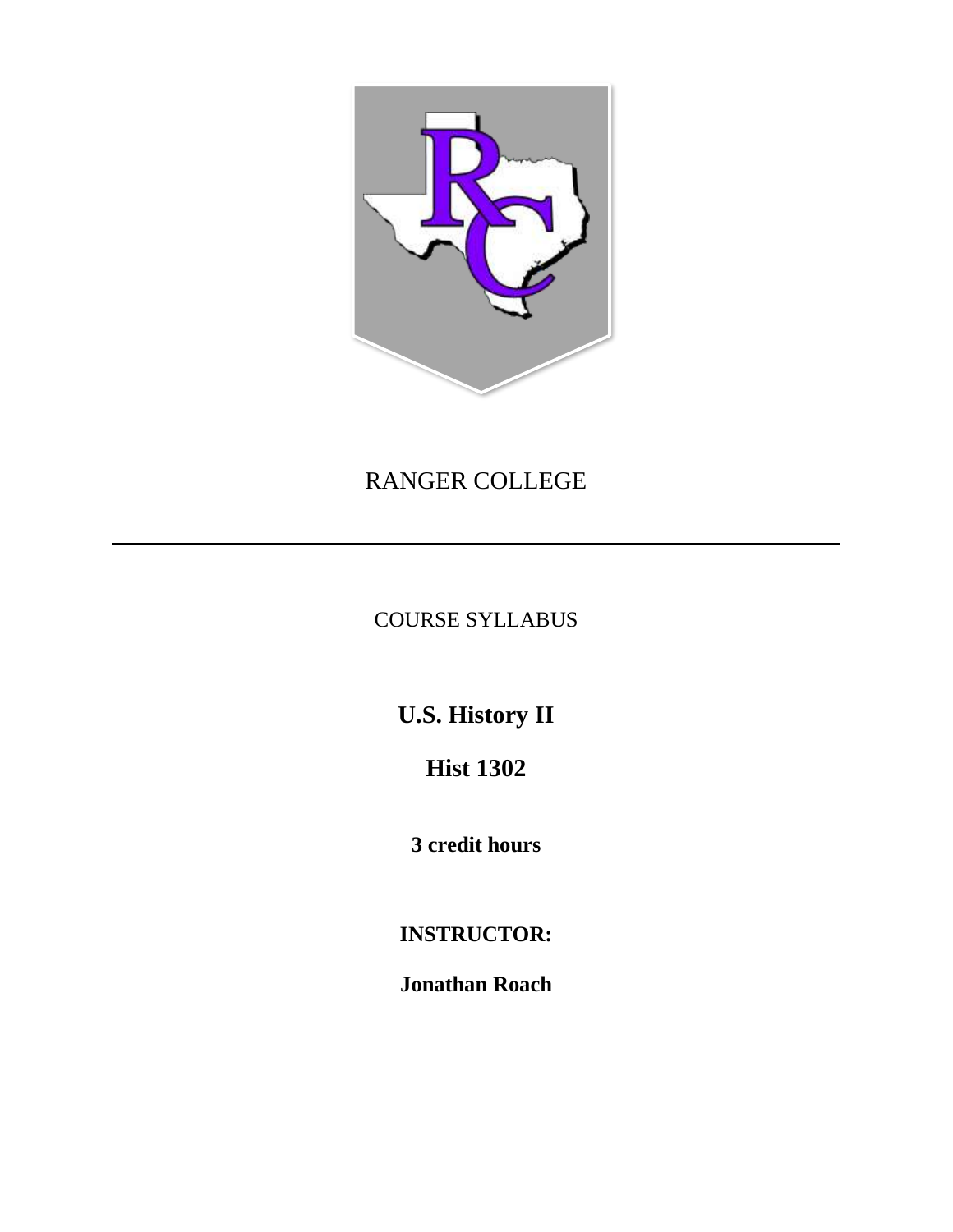RANGER COLLEGE

---

COURSE SYLLABUS

# U.S. History II

# Hist 1302

**3 credit hours**

**INSTRUCTOR:**

**Jonathan Roach**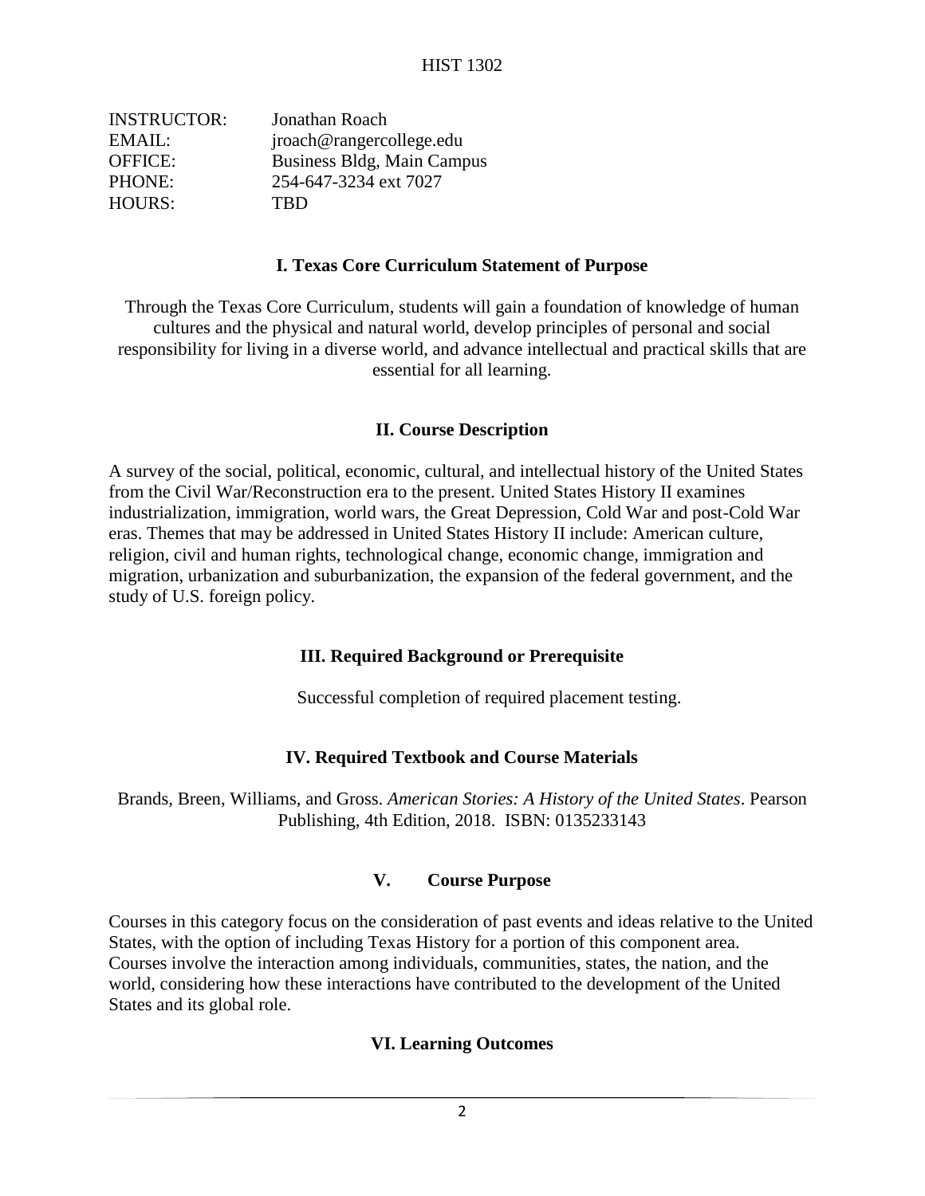# HIST 1302

| | |
|---|---|
| INSTRUCTOR: | Jonathan Roach |
| EMAIL: | jroach@rangercollege.edu |
| OFFICE: | Business Bldg, Main Campus |
| PHONE: | 254-647-3234 ext 7027 |
| HOURS: | TBD |

## I. Texas Core Curriculum Statement of Purpose

Through the Texas Core Curriculum, students will gain a foundation of knowledge of human cultures and the physical and natural world, develop principles of personal and social responsibility for living in a diverse world, and advance intellectual and practical skills that are essential for all learning.

## II. Course Description

A survey of the social, political, economic, cultural, and intellectual history of the United States from the Civil War/Reconstruction era to the present. United States History II examines industrialization, immigration, world wars, the Great Depression, Cold War and post-Cold War eras. Themes that may be addressed in United States History II include: American culture, religion, civil and human rights, technological change, economic change, immigration and migration, urbanization and suburbanization, the expansion of the federal government, and the study of U.S. foreign policy.

## III. Required Background or Prerequisite

Successful completion of required placement testing.

## IV. Required Textbook and Course Materials

Brands, Breen, Williams, and Gross. *American Stories: A History of the United States*. Pearson Publishing, 4th Edition, 2018. ISBN: 0135233143

## V. Course Purpose

Courses in this category focus on the consideration of past events and ideas relative to the United States, with the option of including Texas History for a portion of this component area. Courses involve the interaction among individuals, communities, states, the nation, and the world, considering how these interactions have contributed to the development of the United States and its global role.

## VI. Learning Outcomes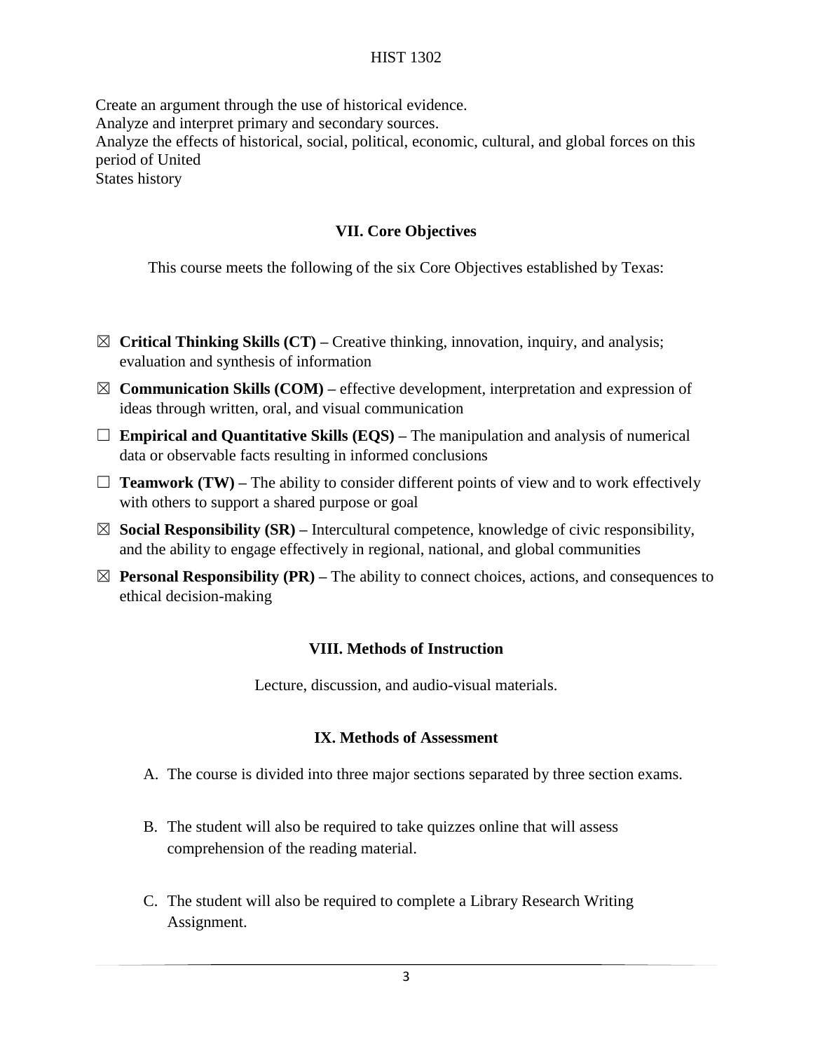Create an argument through the use of historical evidence.
Analyze and interpret primary and secondary sources.
Analyze the effects of historical, social, political, economic, cultural, and global forces on this period of United
States history

## VII. Core Objectives

This course meets the following of the six Core Objectives established by Texas:

- ☒ **Critical Thinking Skills (CT) –** Creative thinking, innovation, inquiry, and analysis; evaluation and synthesis of information
- ☒ **Communication Skills (COM) –** effective development, interpretation and expression of ideas through written, oral, and visual communication
- ☐ **Empirical and Quantitative Skills (EQS) –** The manipulation and analysis of numerical data or observable facts resulting in informed conclusions
- ☐ **Teamwork (TW) –** The ability to consider different points of view and to work effectively with others to support a shared purpose or goal
- ☒ **Social Responsibility (SR) –** Intercultural competence, knowledge of civic responsibility, and the ability to engage effectively in regional, national, and global communities
- ☒ **Personal Responsibility (PR) –** The ability to connect choices, actions, and consequences to ethical decision-making

## VIII. Methods of Instruction

Lecture, discussion, and audio-visual materials.

## IX. Methods of Assessment

A. The course is divided into three major sections separated by three section exams.

B. The student will also be required to take quizzes online that will assess comprehension of the reading material.

C. The student will also be required to complete a Library Research Writing Assignment.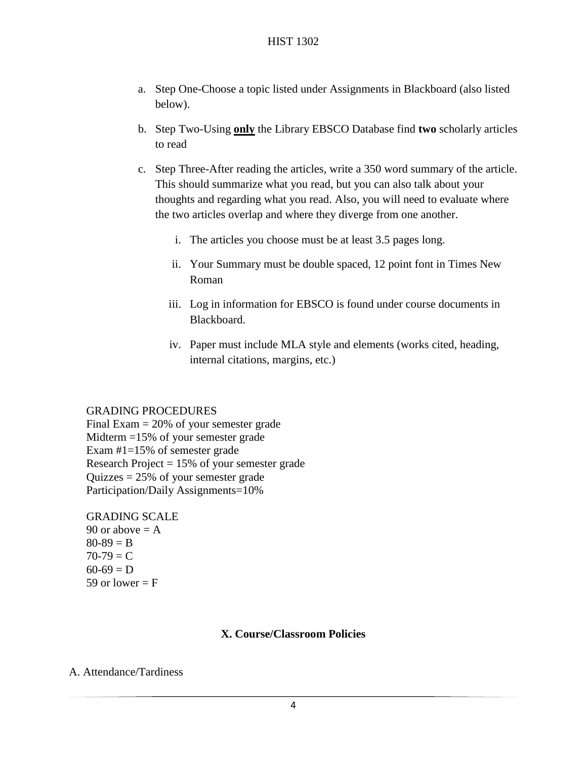a. Step One-Choose a topic listed under Assignments in Blackboard (also listed below).

b. Step Two-Using **<u>only</u>** the Library EBSCO Database find **two** scholarly articles to read

c. Step Three-After reading the articles, write a 350 word summary of the article. This should summarize what you read, but you can also talk about your thoughts and regarding what you read. Also, you will need to evaluate where the two articles overlap and where they diverge from one another.

   i. The articles you choose must be at least 3.5 pages long.

   ii. Your Summary must be double spaced, 12 point font in Times New Roman

   iii. Log in information for EBSCO is found under course documents in Blackboard.

   iv. Paper must include MLA style and elements (works cited, heading, internal citations, margins, etc.)

GRADING PROCEDURES
Final Exam = 20% of your semester grade
Midterm =15% of your semester grade
Exam #1=15% of semester grade
Research Project = 15% of your semester grade
Quizzes = 25% of your semester grade
Participation/Daily Assignments=10%

GRADING SCALE
90 or above = A
80-89 = B
70-79 = C
60-69 = D
59 or lower = F

## X. Course/Classroom Policies

A. Attendance/Tardiness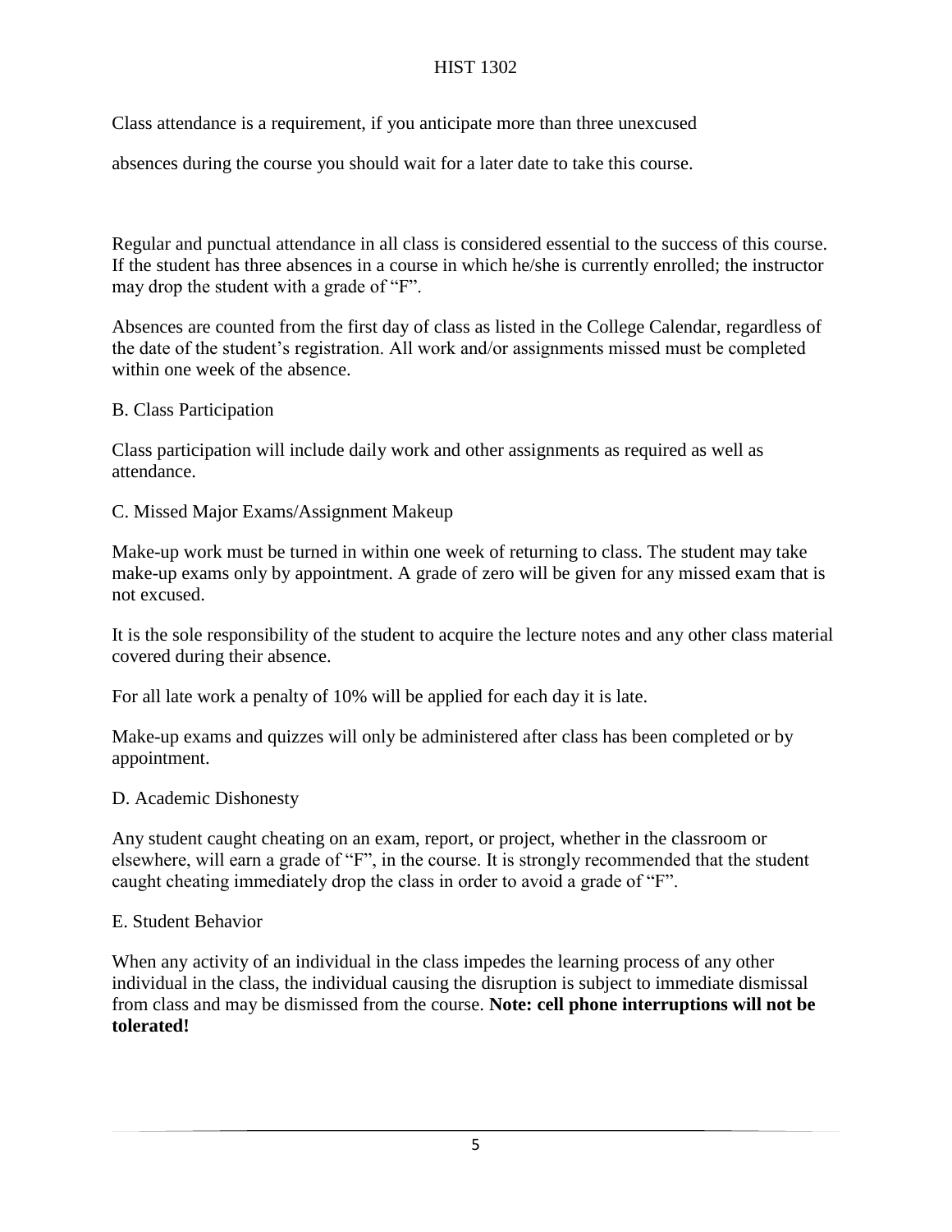Class attendance is a requirement, if you anticipate more than three unexcused

absences during the course you should wait for a later date to take this course.

Regular and punctual attendance in all class is considered essential to the success of this course. If the student has three absences in a course in which he/she is currently enrolled; the instructor may drop the student with a grade of "F".

Absences are counted from the first day of class as listed in the College Calendar, regardless of the date of the student's registration. All work and/or assignments missed must be completed within one week of the absence.

B. Class Participation

Class participation will include daily work and other assignments as required as well as attendance.

C. Missed Major Exams/Assignment Makeup

Make-up work must be turned in within one week of returning to class. The student may take make-up exams only by appointment. A grade of zero will be given for any missed exam that is not excused.

It is the sole responsibility of the student to acquire the lecture notes and any other class material covered during their absence.

For all late work a penalty of 10% will be applied for each day it is late.

Make-up exams and quizzes will only be administered after class has been completed or by appointment.

D. Academic Dishonesty

Any student caught cheating on an exam, report, or project, whether in the classroom or elsewhere, will earn a grade of "F", in the course. It is strongly recommended that the student caught cheating immediately drop the class in order to avoid a grade of "F".

E. Student Behavior

When any activity of an individual in the class impedes the learning process of any other individual in the class, the individual causing the disruption is subject to immediate dismissal from class and may be dismissed from the course. **Note: cell phone interruptions will not be tolerated!**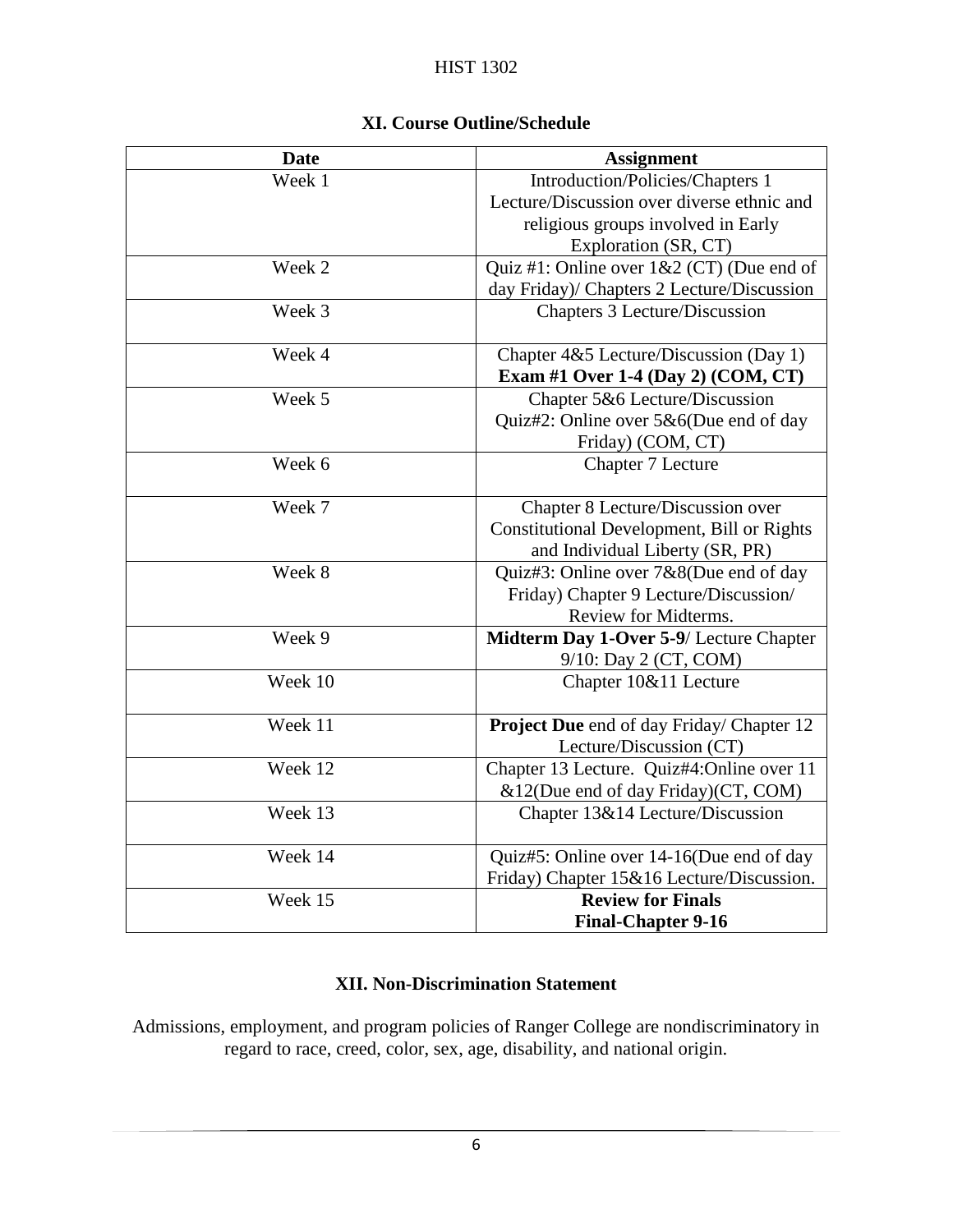## XI. Course Outline/Schedule

| Date | Assignment |
|---|---|
| Week 1 | Introduction/Policies/Chapters 1 Lecture/Discussion over diverse ethnic and religious groups involved in Early Exploration (SR, CT) |
| Week 2 | Quiz #1: Online over 1&2 (CT) (Due end of day Friday)/ Chapters 2 Lecture/Discussion |
| Week 3 | Chapters 3 Lecture/Discussion |
| Week 4 | Chapter 4&5 Lecture/Discussion (Day 1) **Exam #1 Over 1-4 (Day 2) (COM, CT)** |
| Week 5 | Chapter 5&6 Lecture/Discussion Quiz#2: Online over 5&6(Due end of day Friday) (COM, CT) |
| Week 6 | Chapter 7 Lecture |
| Week 7 | Chapter 8 Lecture/Discussion over Constitutional Development, Bill or Rights and Individual Liberty (SR, PR) |
| Week 8 | Quiz#3: Online over 7&8(Due end of day Friday) Chapter 9 Lecture/Discussion/ Review for Midterms. |
| Week 9 | **Midterm Day 1-Over 5-9**/ Lecture Chapter 9/10: Day 2 (CT, COM) |
| Week 10 | Chapter 10&11 Lecture |
| Week 11 | **Project Due** end of day Friday/ Chapter 12 Lecture/Discussion (CT) |
| Week 12 | Chapter 13 Lecture. Quiz#4:Online over 11 &12(Due end of day Friday)(CT, COM) |
| Week 13 | Chapter 13&14 Lecture/Discussion |
| Week 14 | Quiz#5: Online over 14-16(Due end of day Friday) Chapter 15&16 Lecture/Discussion. |
| Week 15 | **Review for Finals** **Final-Chapter 9-16** |

## XII. Non-Discrimination Statement

Admissions, employment, and program policies of Ranger College are nondiscriminatory in regard to race, creed, color, sex, age, disability, and national origin.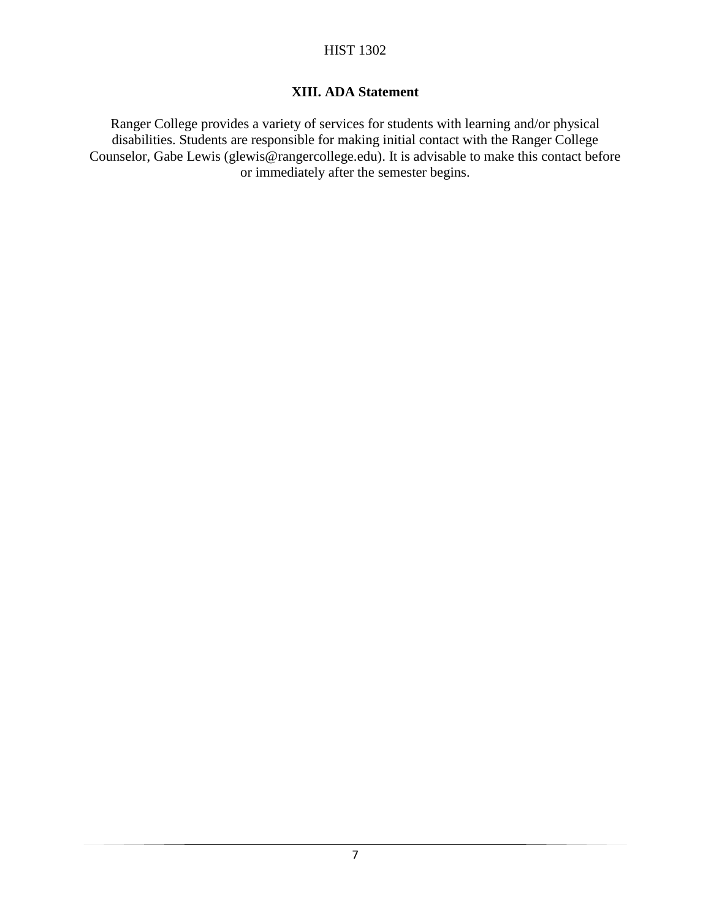### XIII. ADA Statement

Ranger College provides a variety of services for students with learning and/or physical disabilities. Students are responsible for making initial contact with the Ranger College Counselor, Gabe Lewis (glewis@rangercollege.edu). It is advisable to make this contact before or immediately after the semester begins.